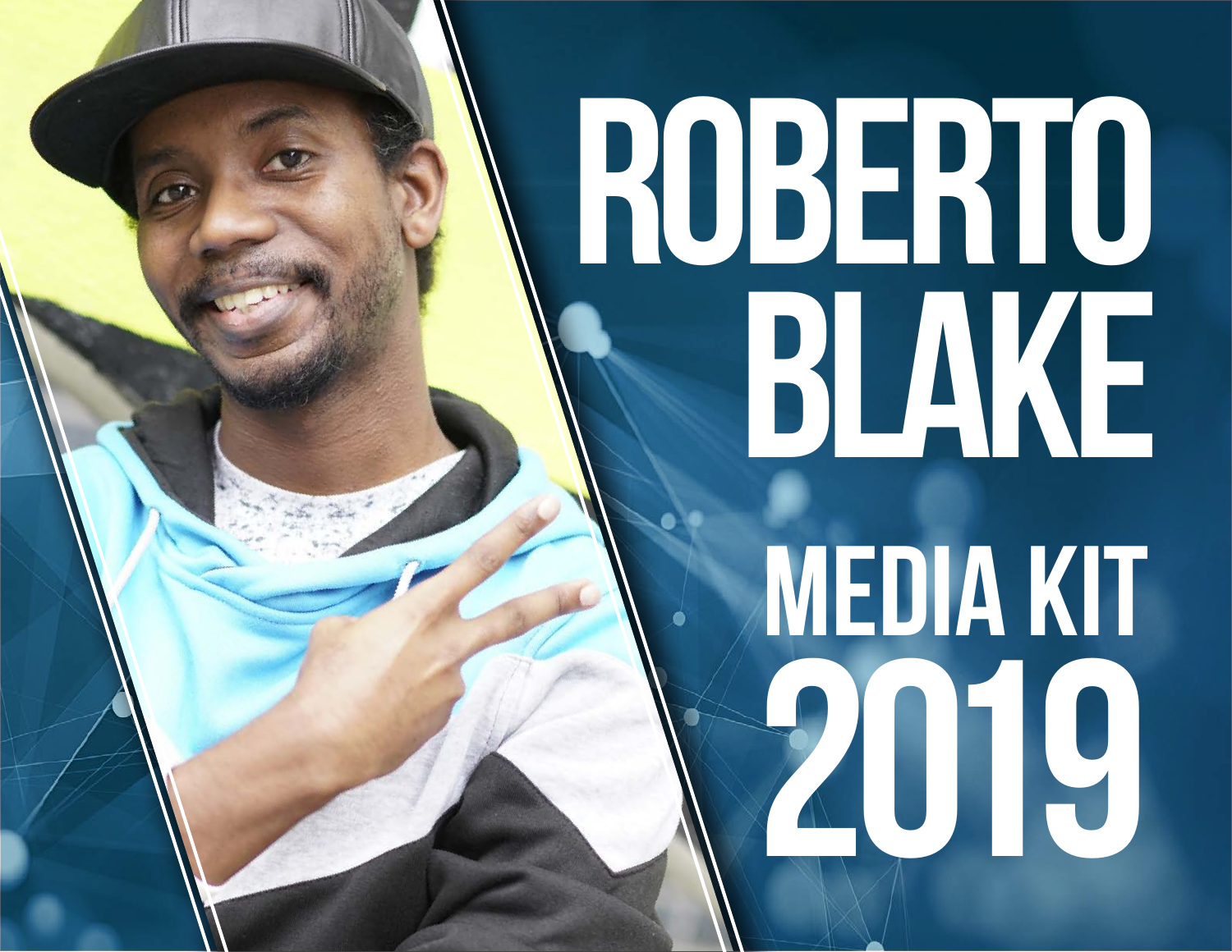# ROBERTO BLAKE

## MEDIA KIT 2019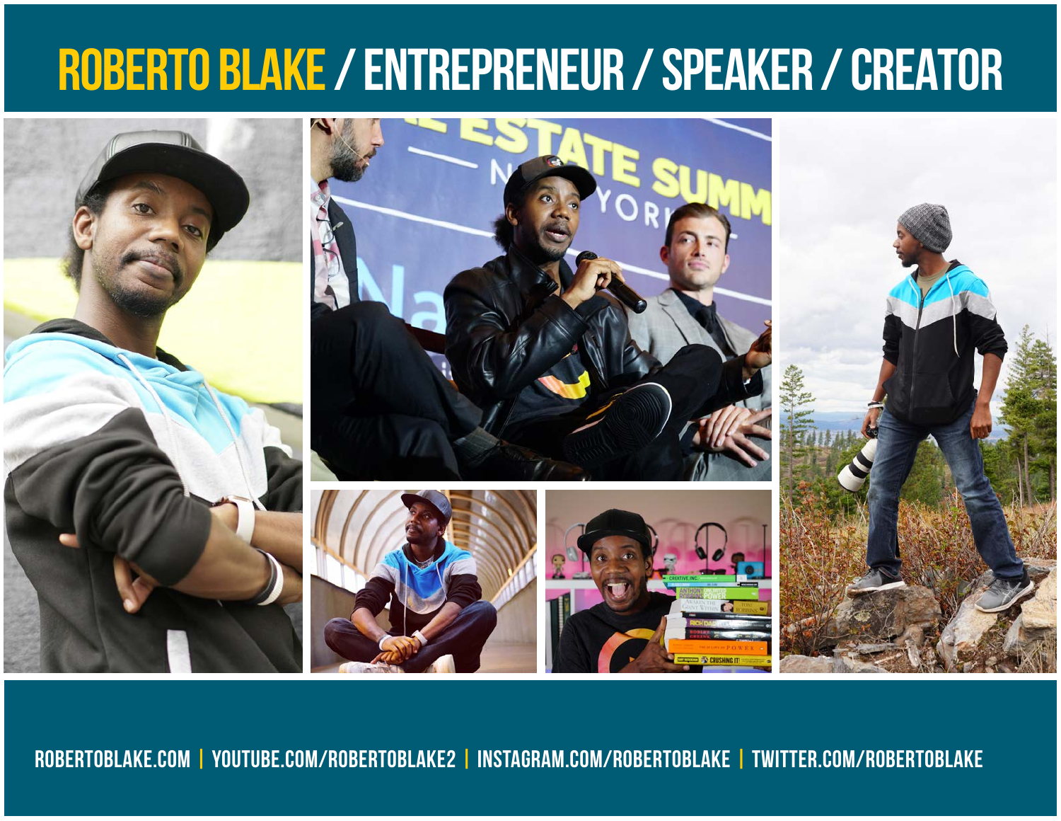# ROBERTO BLAKE / ENTREPRENEUR / SPEAKER / CREATOR

ROBERTOBLAKE.COM | YOUTUBE.COM/ROBERTOBLAKE2 | INSTAGRAM.COM/ROBERTOBLAKE | TWITTER.COM/ROBERTOBLAKE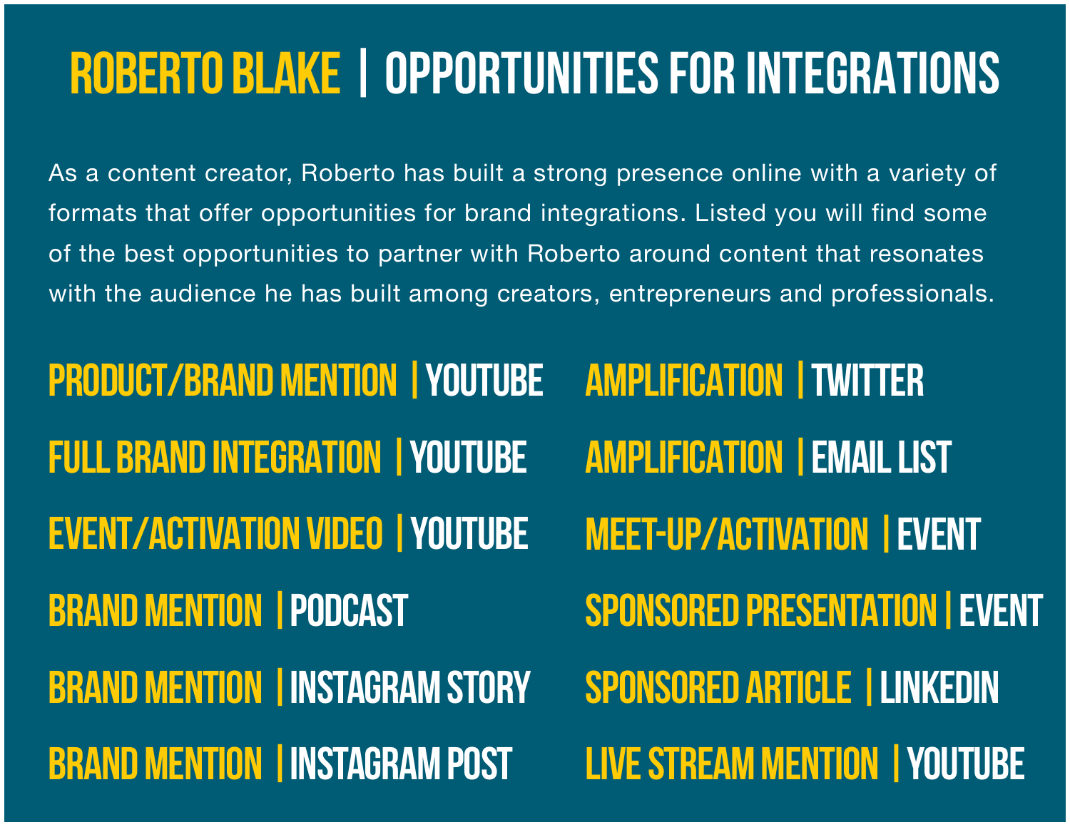# ROBERTO BLAKE | OPPORTUNITIES FOR INTEGRATIONS

As a content creator, Roberto has built a strong presence online with a variety of formats that offer opportunities for brand integrations. Listed you will find some of the best opportunities to partner with Roberto around content that resonates with the audience he has built among creators, entrepreneurs and professionals.

- **PRODUCT/BRAND MENTION** | YOUTUBE
- **FULL BRAND INTEGRATION** | YOUTUBE
- **EVENT/ACTIVATION VIDEO** | YOUTUBE
- **BRAND MENTION** | PODCAST
- **BRAND MENTION** | INSTAGRAM STORY
- **BRAND MENTION** | INSTAGRAM POST
- **AMPLIFICATION** | TWITTER
- **AMPLIFICATION** | EMAIL LIST
- **MEET-UP/ACTIVATION** | EVENT
- **SPONSORED PRESENTATION** | EVENT
- **SPONSORED ARTICLE** | LINKEDIN
- **LIVE STREAM MENTION** | YOUTUBE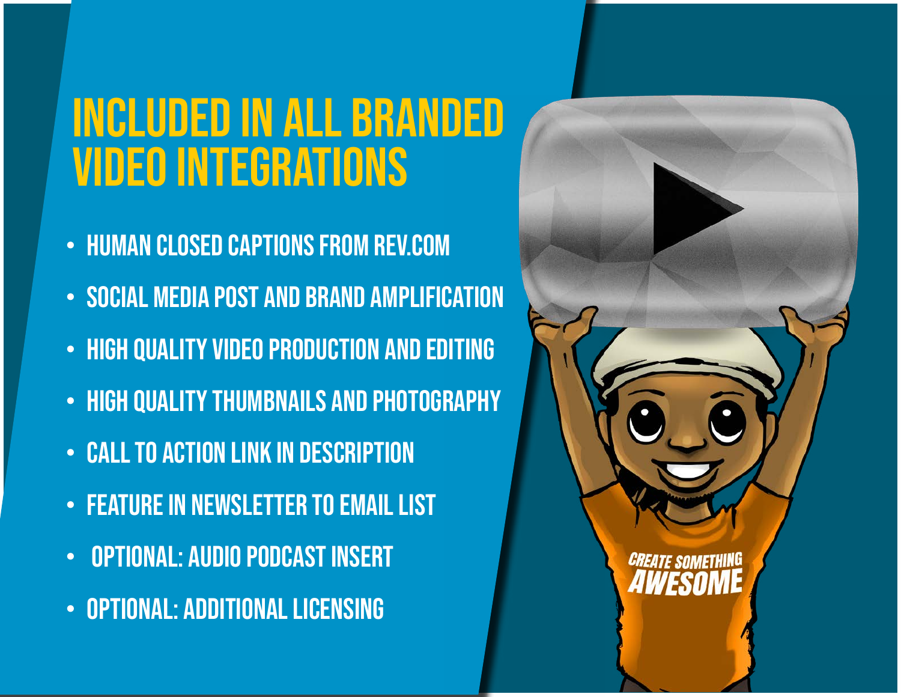# INCLUDED IN ALL BRANDED VIDEO INTEGRATIONS

- HUMAN CLOSED CAPTIONS FROM REV.COM
- SOCIAL MEDIA POST AND BRAND AMPLIFICATION
- HIGH QUALITY VIDEO PRODUCTION AND EDITING
- HIGH QUALITY THUMBNAILS AND PHOTOGRAPHY
- CALL TO ACTION LINK IN DESCRIPTION
- FEATURE IN NEWSLETTER TO EMAIL LIST
- OPTIONAL: AUDIO PODCAST INSERT
- OPTIONAL: ADDITIONAL LICENSING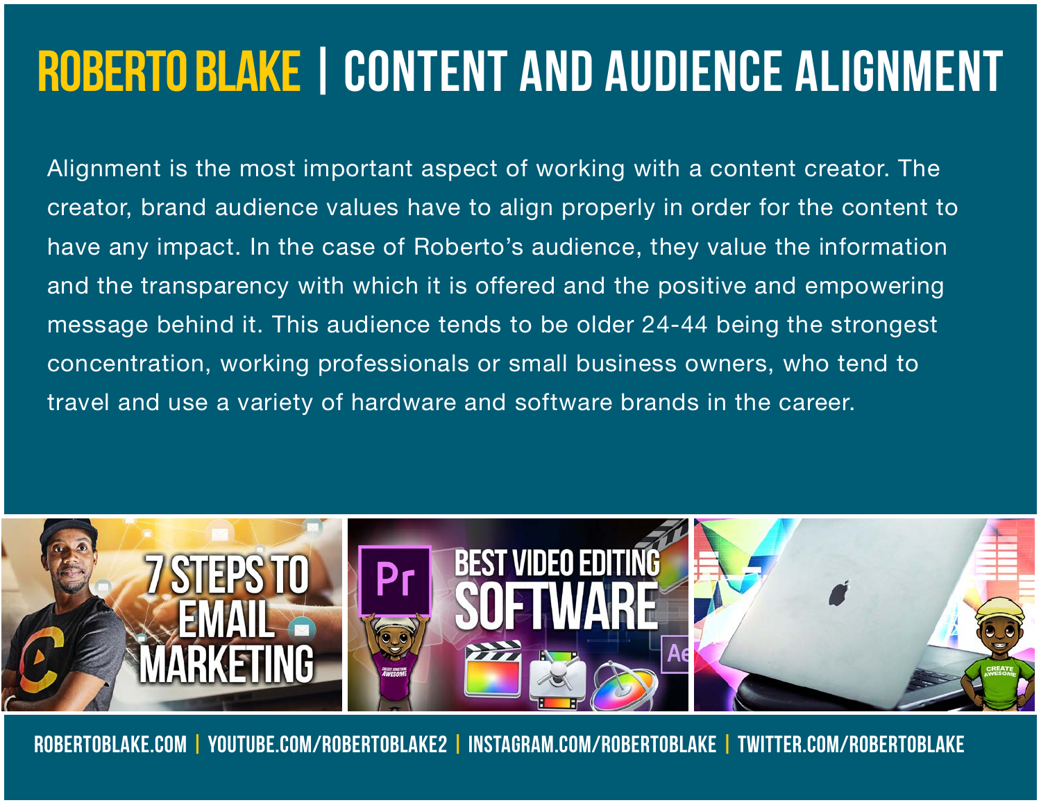# ROBERTO BLAKE | CONTENT AND AUDIENCE ALIGNMENT

Alignment is the most important aspect of working with a content creator. The creator, brand audience values have to align properly in order for the content to have any impact. In the case of Roberto's audience, they value the information and the transparency with which it is offered and the positive and empowering message behind it. This audience tends to be older 24-44 being the strongest concentration, working professionals or small business owners, who tend to travel and use a variety of hardware and software brands in the career.

ROBERTOBLAKE.COM | YOUTUBE.COM/ROBERTOBLAKE2 | INSTAGRAM.COM/ROBERTOBLAKE | TWITTER.COM/ROBERTOBLAKE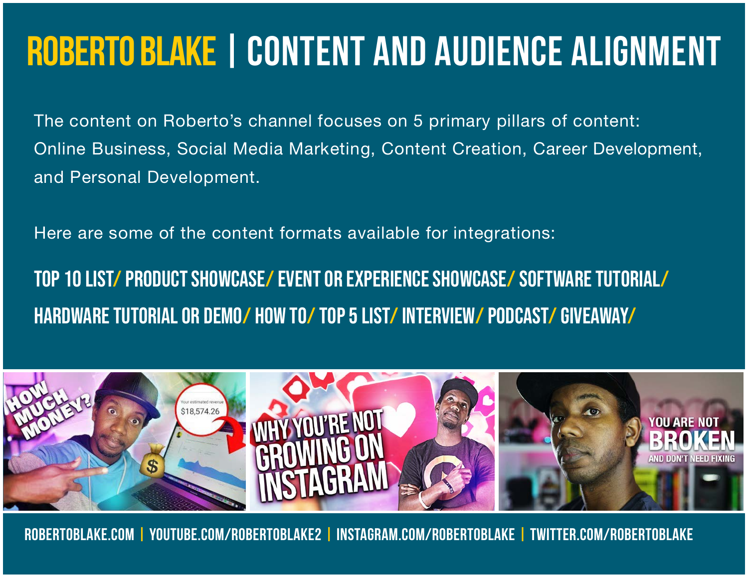# ROBERTO BLAKE | CONTENT AND AUDIENCE ALIGNMENT

The content on Roberto's channel focuses on 5 primary pillars of content: Online Business, Social Media Marketing, Content Creation, Career Development, and Personal Development.

Here are some of the content formats available for integrations:

**TOP 10 LIST/ PRODUCT SHOWCASE/ EVENT OR EXPERIENCE SHOWCASE/ SOFTWARE TUTORIAL/ HARDWARE TUTORIAL OR DEMO/ HOW TO/ TOP 5 LIST/ INTERVIEW/ PODCAST/ GIVEAWAY/**

ROBERTOBLAKE.COM | YOUTUBE.COM/ROBERTOBLAKE2 | INSTAGRAM.COM/ROBERTOBLAKE | TWITTER.COM/ROBERTOBLAKE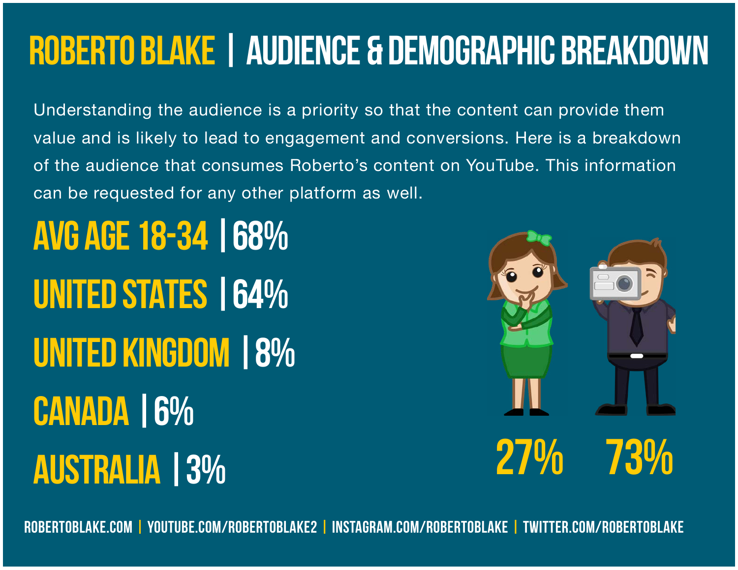# ROBERTO BLAKE | AUDIENCE & DEMOGRAPHIC BREAKDOWN

Understanding the audience is a priority so that the content can provide them value and is likely to lead to engagement and conversions. Here is a breakdown of the audience that consumes Roberto's content on YouTube. This information can be requested for any other platform as well.

**AVG AGE 18-34** | 68%

**UNITED STATES** | 64%

**UNITED KINGDOM** | 8%

**CANADA** | 6%

**AUSTRALIA** | 3%

27% 73%

ROBERTOBLAKE.COM | YOUTUBE.COM/ROBERTOBLAKE2 | INSTAGRAM.COM/ROBERTOBLAKE | TWITTER.COM/ROBERTOBLAKE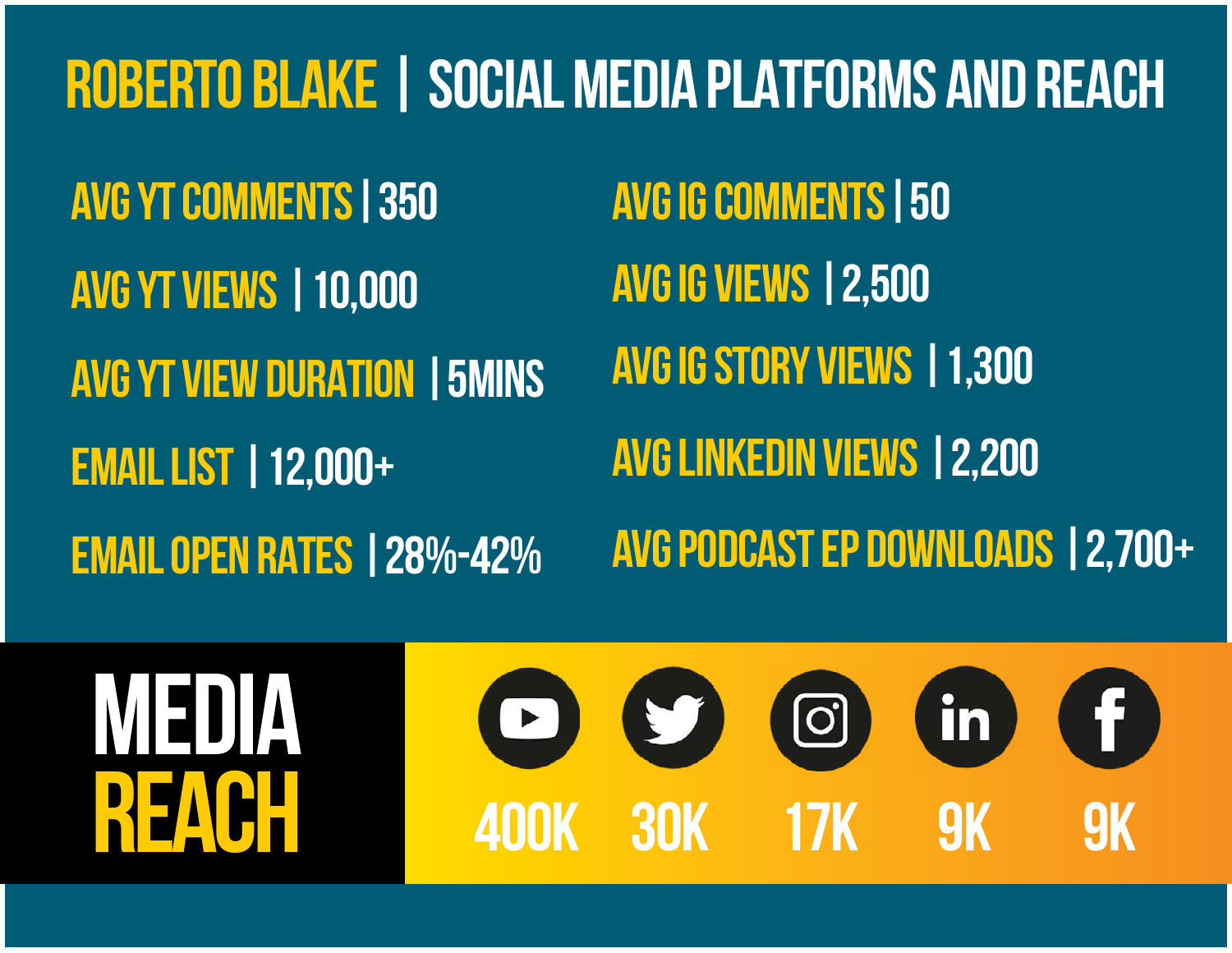# ROBERTO BLAKE | SOCIAL MEDIA PLATFORMS AND REACH

**AVG YT COMMENTS** | 350

**AVG YT VIEWS** | 10,000

**AVG YT VIEW DURATION** | 5MINS

**EMAIL LIST** | 12,000+

**EMAIL OPEN RATES** | 28%-42%

**AVG IG COMMENTS** | 50

**AVG IG VIEWS** | 2,500

**AVG IG STORY VIEWS** | 1,300

**AVG LINKEDIN VIEWS** | 2,200

**AVG PODCAST EP DOWNLOADS** | 2,700+

## MEDIA REACH

| YouTube | Twitter | Instagram | LinkedIn | Facebook |
|---|---|---|---|---|
| 400K | 30K | 17K | 9K | 9K |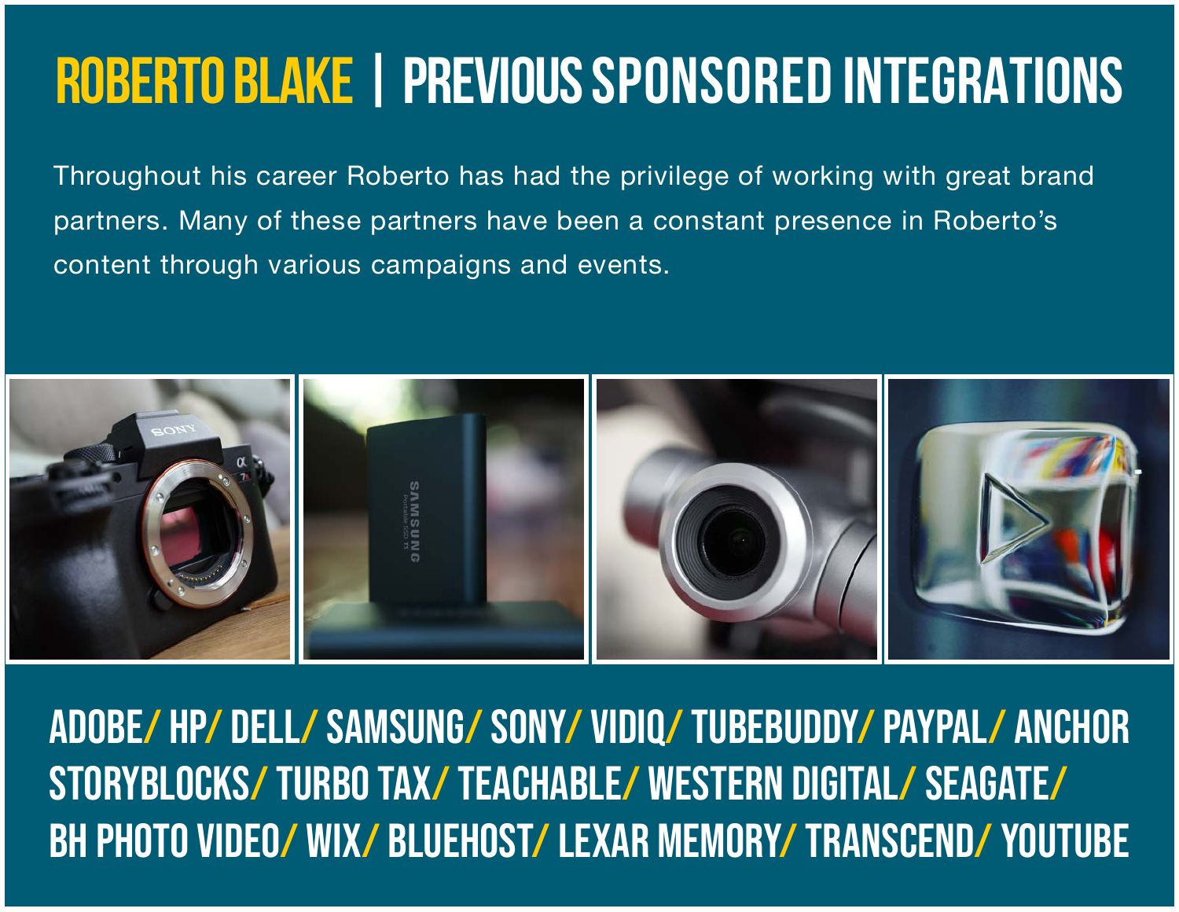# ROBERTO BLAKE | PREVIOUS SPONSORED INTEGRATIONS

Throughout his career Roberto has had the privilege of working with great brand partners. Many of these partners have been a constant presence in Roberto's content through various campaigns and events.

ADOBE/ HP/ DELL/ SAMSUNG/ SONY/ VIDIQ/ TUBEBUDDY/ PAYPAL/ ANCHOR STORYBLOCKS/ TURBO TAX/ TEACHABLE/ WESTERN DIGITAL/ SEAGATE/ BH PHOTO VIDEO/ WIX/ BLUEHOST/ LEXAR MEMORY/ TRANSCEND/ YOUTUBE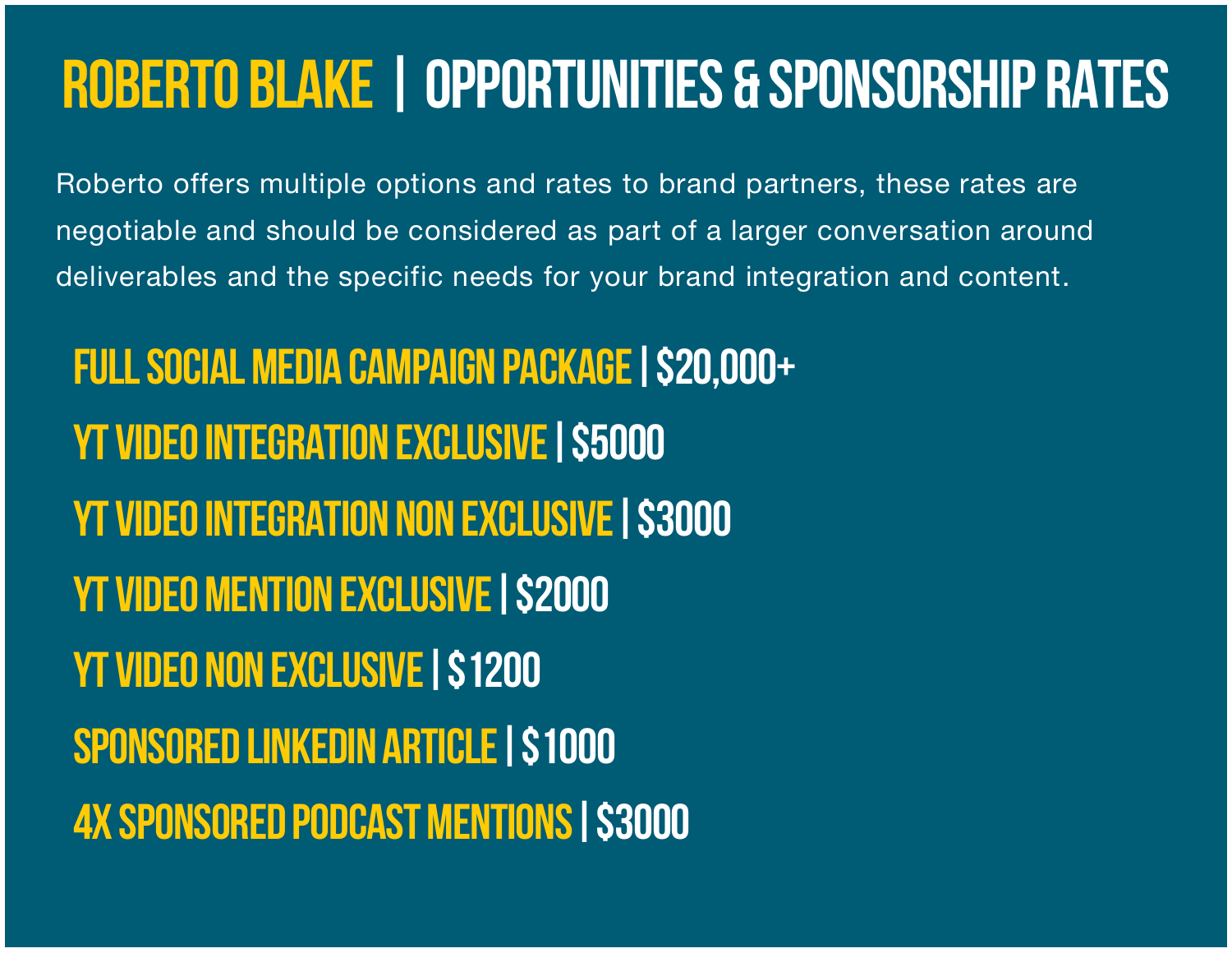# ROBERTO BLAKE | OPPORTUNITIES & SPONSORSHIP RATES

Roberto offers multiple options and rates to brand partners, these rates are negotiable and should be considered as part of a larger conversation around deliverables and the specific needs for your brand integration and content.

**FULL SOCIAL MEDIA CAMPAIGN PACKAGE | $20,000+**

**YT VIDEO INTEGRATION EXCLUSIVE | $5000**

**YT VIDEO INTEGRATION NON EXCLUSIVE | $3000**

**YT VIDEO MENTION EXCLUSIVE | $2000**

**YT VIDEO NON EXCLUSIVE | $1200**

**SPONSORED LINKEDIN ARTICLE | $1000**

**4X SPONSORED PODCAST MENTIONS | $3000**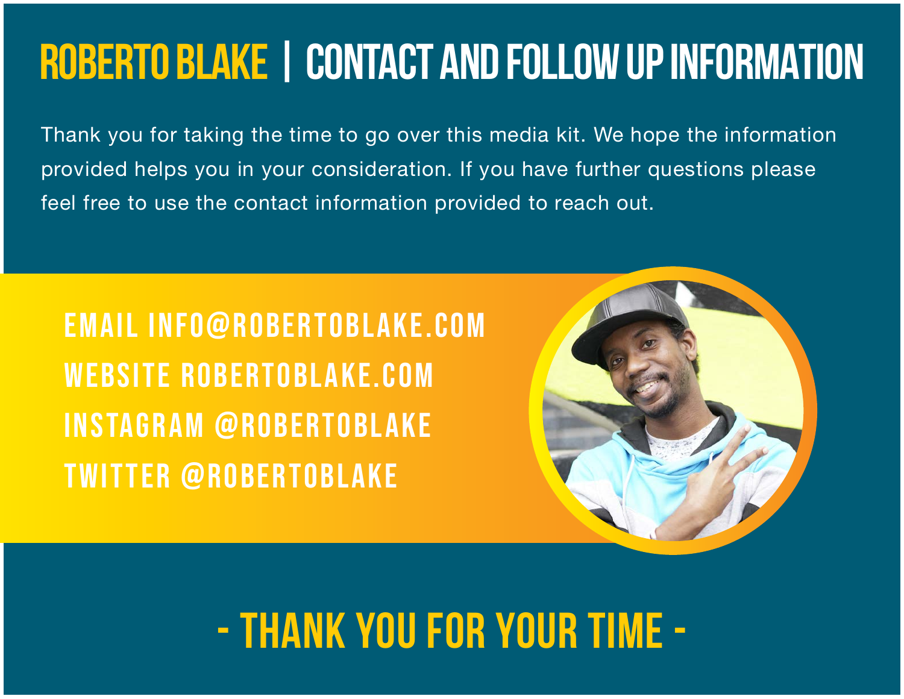# ROBERTO BLAKE | CONTACT AND FOLLOW UP INFORMATION

Thank you for taking the time to go over this media kit. We hope the information provided helps you in your consideration. If you have further questions please feel free to use the contact information provided to reach out.

**EMAIL INFO@ROBERTOBLAKE.COM**
**WEBSITE ROBERTOBLAKE.COM**
**INSTAGRAM @ROBERTOBLAKE**
**TWITTER @ROBERTOBLAKE**

## - THANK YOU FOR YOUR TIME -